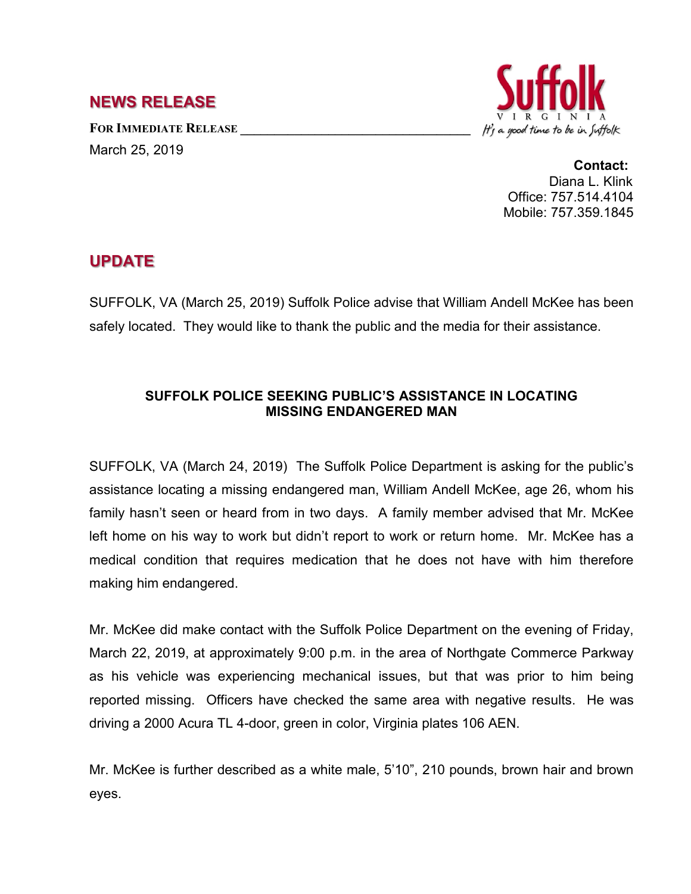## NEWS RELEASE

**FOR IMMEDIATE RELEASE**

March 25, 2019

Suffolk VIRGINIA *It's a good time to be in Suffolk*

**Contact:**
Diana L. Klink
Office: 757.514.4104
Mobile: 757.359.1845

## UPDATE

SUFFOLK, VA (March 25, 2019) Suffolk Police advise that William Andell McKee has been safely located. They would like to thank the public and the media for their assistance.

### SUFFOLK POLICE SEEKING PUBLIC'S ASSISTANCE IN LOCATING MISSING ENDANGERED MAN

SUFFOLK, VA (March 24, 2019) The Suffolk Police Department is asking for the public's assistance locating a missing endangered man, William Andell McKee, age 26, whom his family hasn't seen or heard from in two days. A family member advised that Mr. McKee left home on his way to work but didn't report to work or return home. Mr. McKee has a medical condition that requires medication that he does not have with him therefore making him endangered.

Mr. McKee did make contact with the Suffolk Police Department on the evening of Friday, March 22, 2019, at approximately 9:00 p.m. in the area of Northgate Commerce Parkway as his vehicle was experiencing mechanical issues, but that was prior to him being reported missing. Officers have checked the same area with negative results. He was driving a 2000 Acura TL 4-door, green in color, Virginia plates 106 AEN.

Mr. McKee is further described as a white male, 5'10", 210 pounds, brown hair and brown eyes.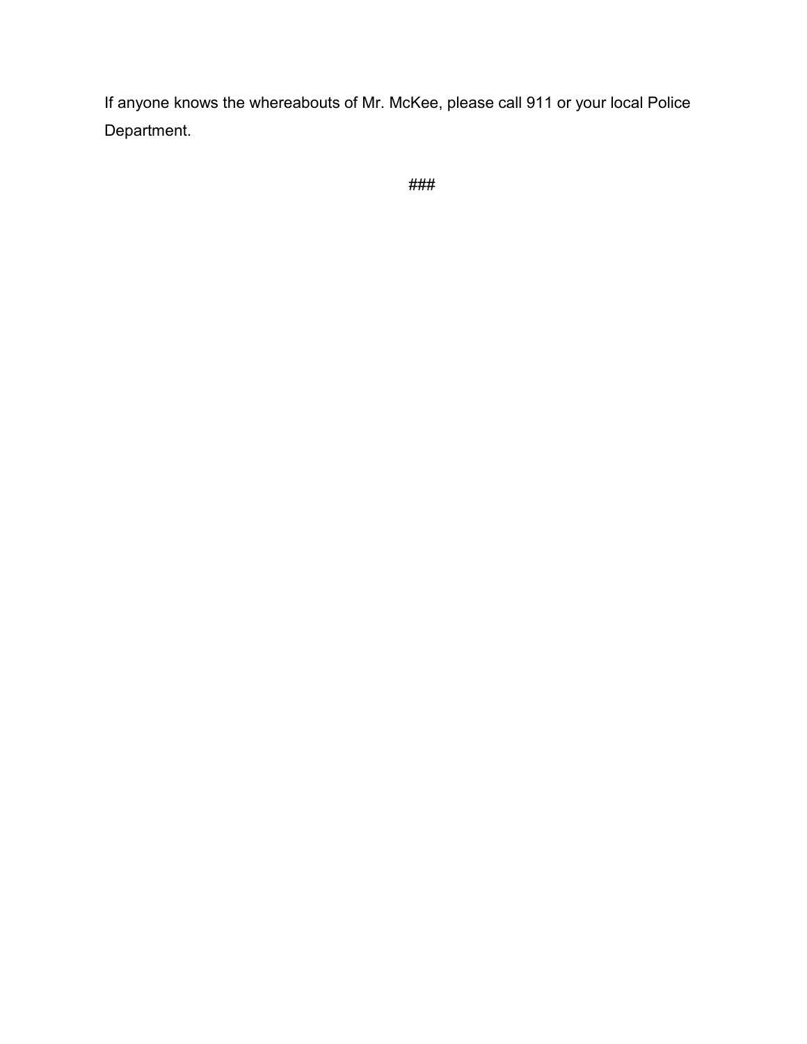If anyone knows the whereabouts of Mr. McKee, please call 911 or your local Police Department.

###